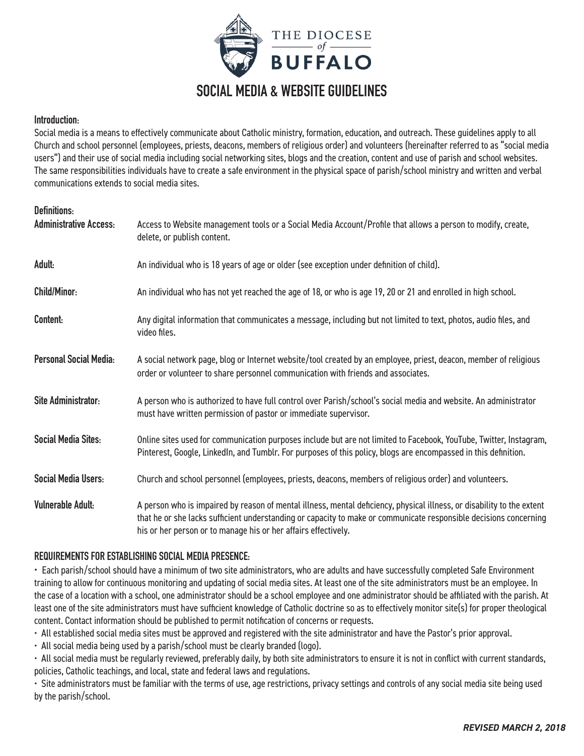# THE DIOCESE of BUFFALO

## SOCIAL MEDIA & WEBSITE GUIDELINES

**Introduction:**

Social media is a means to effectively communicate about Catholic ministry, formation, education, and outreach. These guidelines apply to all Church and school personnel (employees, priests, deacons, members of religious order) and volunteers (hereinafter referred to as "social media users") and their use of social media including social networking sites, blogs and the creation, content and use of parish and school websites. The same responsibilities individuals have to create a safe environment in the physical space of parish/school ministry and written and verbal communications extends to social media sites.

**Definitions:**

**Administrative Access:** Access to Website management tools or a Social Media Account/Profile that allows a person to modify, create, delete, or publish content.

**Adult:** An individual who is 18 years of age or older (see exception under definition of child).

**Child/Minor:** An individual who has not yet reached the age of 18, or who is age 19, 20 or 21 and enrolled in high school.

**Content:** Any digital information that communicates a message, including but not limited to text, photos, audio files, and video files.

**Personal Social Media:** A social network page, blog or Internet website/tool created by an employee, priest, deacon, member of religious order or volunteer to share personnel communication with friends and associates.

**Site Administrator:** A person who is authorized to have full control over Parish/school's social media and website. An administrator must have written permission of pastor or immediate supervisor.

**Social Media Sites:** Online sites used for communication purposes include but are not limited to Facebook, YouTube, Twitter, Instagram, Pinterest, Google, LinkedIn, and Tumblr. For purposes of this policy, blogs are encompassed in this definition.

**Social Media Users:** Church and school personnel (employees, priests, deacons, members of religious order) and volunteers.

**Vulnerable Adult:** A person who is impaired by reason of mental illness, mental deficiency, physical illness, or disability to the extent that he or she lacks sufficient understanding or capacity to make or communicate responsible decisions concerning his or her person or to manage his or her affairs effectively.

### REQUIREMENTS FOR ESTABLISHING SOCIAL MEDIA PRESENCE:

- Each parish/school should have a minimum of two site administrators, who are adults and have successfully completed Safe Environment training to allow for continuous monitoring and updating of social media sites. At least one of the site administrators must be an employee. In the case of a location with a school, one administrator should be a school employee and one administrator should be affiliated with the parish. At least one of the site administrators must have sufficient knowledge of Catholic doctrine so as to effectively monitor site(s) for proper theological content. Contact information should be published to permit notification of concerns or requests.
- All established social media sites must be approved and registered with the site administrator and have the Pastor's prior approval.
- All social media being used by a parish/school must be clearly branded (logo).
- All social media must be regularly reviewed, preferably daily, by both site administrators to ensure it is not in conflict with current standards, policies, Catholic teachings, and local, state and federal laws and regulations.
- Site administrators must be familiar with the terms of use, age restrictions, privacy settings and controls of any social media site being used by the parish/school.

*REVISED MARCH 2, 2018*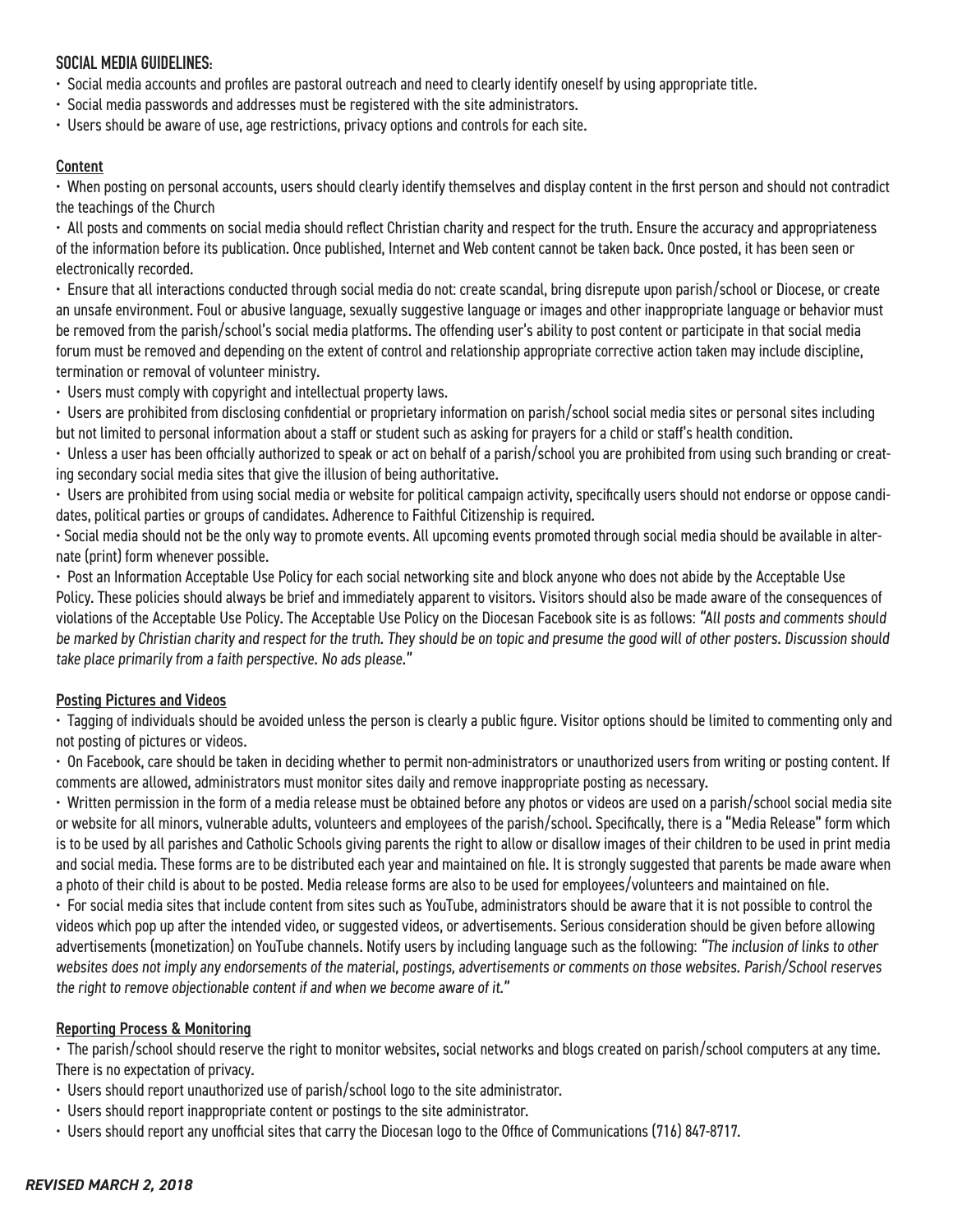## SOCIAL MEDIA GUIDELINES:

- Social media accounts and profiles are pastoral outreach and need to clearly identify oneself by using appropriate title.
- Social media passwords and addresses must be registered with the site administrators.
- Users should be aware of use, age restrictions, privacy options and controls for each site.

### Content

- When posting on personal accounts, users should clearly identify themselves and display content in the first person and should not contradict the teachings of the Church
- All posts and comments on social media should reflect Christian charity and respect for the truth. Ensure the accuracy and appropriateness of the information before its publication. Once published, Internet and Web content cannot be taken back. Once posted, it has been seen or electronically recorded.
- Ensure that all interactions conducted through social media do not: create scandal, bring disrepute upon parish/school or Diocese, or create an unsafe environment. Foul or abusive language, sexually suggestive language or images and other inappropriate language or behavior must be removed from the parish/school's social media platforms. The offending user's ability to post content or participate in that social media forum must be removed and depending on the extent of control and relationship appropriate corrective action taken may include discipline, termination or removal of volunteer ministry.
- Users must comply with copyright and intellectual property laws.
- Users are prohibited from disclosing confidential or proprietary information on parish/school social media sites or personal sites including but not limited to personal information about a staff or student such as asking for prayers for a child or staff's health condition.
- Unless a user has been officially authorized to speak or act on behalf of a parish/school you are prohibited from using such branding or creating secondary social media sites that give the illusion of being authoritative.
- Users are prohibited from using social media or website for political campaign activity, specifically users should not endorse or oppose candidates, political parties or groups of candidates. Adherence to Faithful Citizenship is required.
- Social media should not be the only way to promote events. All upcoming events promoted through social media should be available in alternate (print) form whenever possible.
- Post an Information Acceptable Use Policy for each social networking site and block anyone who does not abide by the Acceptable Use Policy. These policies should always be brief and immediately apparent to visitors. Visitors should also be made aware of the consequences of violations of the Acceptable Use Policy. The Acceptable Use Policy on the Diocesan Facebook site is as follows: *"All posts and comments should be marked by Christian charity and respect for the truth. They should be on topic and presume the good will of other posters. Discussion should take place primarily from a faith perspective. No ads please."*

### Posting Pictures and Videos

- Tagging of individuals should be avoided unless the person is clearly a public figure. Visitor options should be limited to commenting only and not posting of pictures or videos.
- On Facebook, care should be taken in deciding whether to permit non-administrators or unauthorized users from writing or posting content. If comments are allowed, administrators must monitor sites daily and remove inappropriate posting as necessary.
- Written permission in the form of a media release must be obtained before any photos or videos are used on a parish/school social media site or website for all minors, vulnerable adults, volunteers and employees of the parish/school. Specifically, there is a "Media Release" form which is to be used by all parishes and Catholic Schools giving parents the right to allow or disallow images of their children to be used in print media and social media. These forms are to be distributed each year and maintained on file. It is strongly suggested that parents be made aware when a photo of their child is about to be posted. Media release forms are also to be used for employees/volunteers and maintained on file.
- For social media sites that include content from sites such as YouTube, administrators should be aware that it is not possible to control the videos which pop up after the intended video, or suggested videos, or advertisements. Serious consideration should be given before allowing advertisements (monetization) on YouTube channels. Notify users by including language such as the following: *"The inclusion of links to other websites does not imply any endorsements of the material, postings, advertisements or comments on those websites. Parish/School reserves the right to remove objectionable content if and when we become aware of it."*

### Reporting Process & Monitoring

- The parish/school should reserve the right to monitor websites, social networks and blogs created on parish/school computers at any time. There is no expectation of privacy.
- Users should report unauthorized use of parish/school logo to the site administrator.
- Users should report inappropriate content or postings to the site administrator.
- Users should report any unofficial sites that carry the Diocesan logo to the Office of Communications (716) 847-8717.

***REVISED MARCH 2, 2018***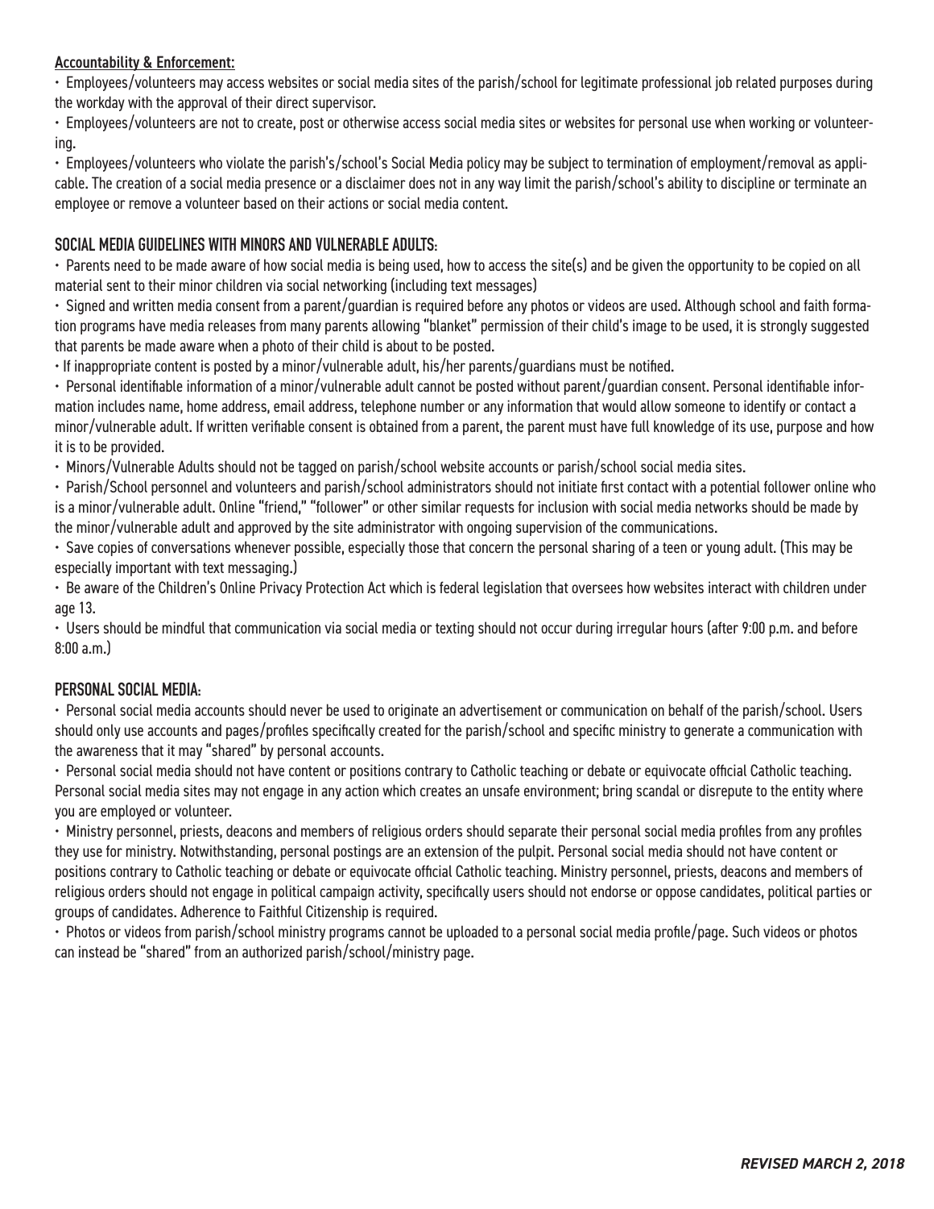**Accountability & Enforcement:**

- Employees/volunteers may access websites or social media sites of the parish/school for legitimate professional job related purposes during the workday with the approval of their direct supervisor.
- Employees/volunteers are not to create, post or otherwise access social media sites or websites for personal use when working or volunteering.
- Employees/volunteers who violate the parish's/school's Social Media policy may be subject to termination of employment/removal as applicable. The creation of a social media presence or a disclaimer does not in any way limit the parish/school's ability to discipline or terminate an employee or remove a volunteer based on their actions or social media content.

## SOCIAL MEDIA GUIDELINES WITH MINORS AND VULNERABLE ADULTS:

- Parents need to be made aware of how social media is being used, how to access the site(s) and be given the opportunity to be copied on all material sent to their minor children via social networking (including text messages)
- Signed and written media consent from a parent/guardian is required before any photos or videos are used. Although school and faith formation programs have media releases from many parents allowing "blanket" permission of their child's image to be used, it is strongly suggested that parents be made aware when a photo of their child is about to be posted.
- If inappropriate content is posted by a minor/vulnerable adult, his/her parents/guardians must be notified.
- Personal identifiable information of a minor/vulnerable adult cannot be posted without parent/guardian consent. Personal identifiable information includes name, home address, email address, telephone number or any information that would allow someone to identify or contact a minor/vulnerable adult. If written verifiable consent is obtained from a parent, the parent must have full knowledge of its use, purpose and how it is to be provided.
- Minors/Vulnerable Adults should not be tagged on parish/school website accounts or parish/school social media sites.
- Parish/School personnel and volunteers and parish/school administrators should not initiate first contact with a potential follower online who is a minor/vulnerable adult. Online "friend," "follower" or other similar requests for inclusion with social media networks should be made by the minor/vulnerable adult and approved by the site administrator with ongoing supervision of the communications.
- Save copies of conversations whenever possible, especially those that concern the personal sharing of a teen or young adult. (This may be especially important with text messaging.)
- Be aware of the Children's Online Privacy Protection Act which is federal legislation that oversees how websites interact with children under age 13.
- Users should be mindful that communication via social media or texting should not occur during irregular hours (after 9:00 p.m. and before 8:00 a.m.)

## PERSONAL SOCIAL MEDIA:

- Personal social media accounts should never be used to originate an advertisement or communication on behalf of the parish/school. Users should only use accounts and pages/profiles specifically created for the parish/school and specific ministry to generate a communication with the awareness that it may "shared" by personal accounts.
- Personal social media should not have content or positions contrary to Catholic teaching or debate or equivocate official Catholic teaching. Personal social media sites may not engage in any action which creates an unsafe environment; bring scandal or disrepute to the entity where you are employed or volunteer.
- Ministry personnel, priests, deacons and members of religious orders should separate their personal social media profiles from any profiles they use for ministry. Notwithstanding, personal postings are an extension of the pulpit. Personal social media should not have content or positions contrary to Catholic teaching or debate or equivocate official Catholic teaching. Ministry personnel, priests, deacons and members of religious orders should not engage in political campaign activity, specifically users should not endorse or oppose candidates, political parties or groups of candidates. Adherence to Faithful Citizenship is required.
- Photos or videos from parish/school ministry programs cannot be uploaded to a personal social media profile/page. Such videos or photos can instead be "shared" from an authorized parish/school/ministry page.

***REVISED MARCH 2, 2018***